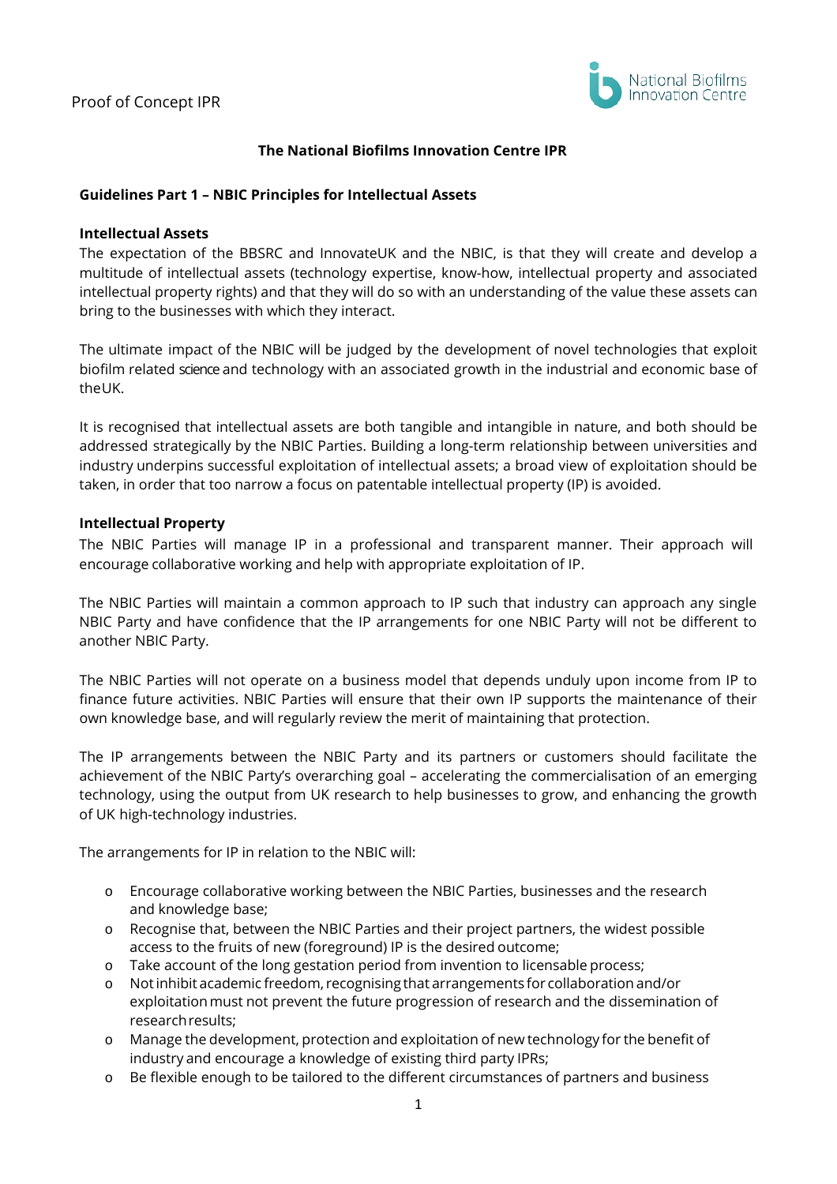# The National Biofilms Innovation Centre IPR

## Guidelines Part 1 – NBIC Principles for Intellectual Assets

### Intellectual Assets

The expectation of the BBSRC and InnovateUK and the NBIC, is that they will create and develop a multitude of intellectual assets (technology expertise, know-how, intellectual property and associated intellectual property rights) and that they will do so with an understanding of the value these assets can bring to the businesses with which they interact.

The ultimate impact of the NBIC will be judged by the development of novel technologies that exploit biofilm related science and technology with an associated growth in the industrial and economic base of the UK.

It is recognised that intellectual assets are both tangible and intangible in nature, and both should be addressed strategically by the NBIC Parties. Building a long-term relationship between universities and industry underpins successful exploitation of intellectual assets; a broad view of exploitation should be taken, in order that too narrow a focus on patentable intellectual property (IP) is avoided.

### Intellectual Property

The NBIC Parties will manage IP in a professional and transparent manner. Their approach will encourage collaborative working and help with appropriate exploitation of IP.

The NBIC Parties will maintain a common approach to IP such that industry can approach any single NBIC Party and have confidence that the IP arrangements for one NBIC Party will not be different to another NBIC Party.

The NBIC Parties will not operate on a business model that depends unduly upon income from IP to finance future activities. NBIC Parties will ensure that their own IP supports the maintenance of their own knowledge base, and will regularly review the merit of maintaining that protection.

The IP arrangements between the NBIC Party and its partners or customers should facilitate the achievement of the NBIC Party's overarching goal – accelerating the commercialisation of an emerging technology, using the output from UK research to help businesses to grow, and enhancing the growth of UK high-technology industries.

The arrangements for IP in relation to the NBIC will:

- Encourage collaborative working between the NBIC Parties, businesses and the research and knowledge base;
- Recognise that, between the NBIC Parties and their project partners, the widest possible access to the fruits of new (foreground) IP is the desired outcome;
- Take account of the long gestation period from invention to licensable process;
- Not inhibit academic freedom, recognising that arrangements for collaboration and/or exploitation must not prevent the future progression of research and the dissemination of research results;
- Manage the development, protection and exploitation of new technology for the benefit of industry and encourage a knowledge of existing third party IPRs;
- Be flexible enough to be tailored to the different circumstances of partners and business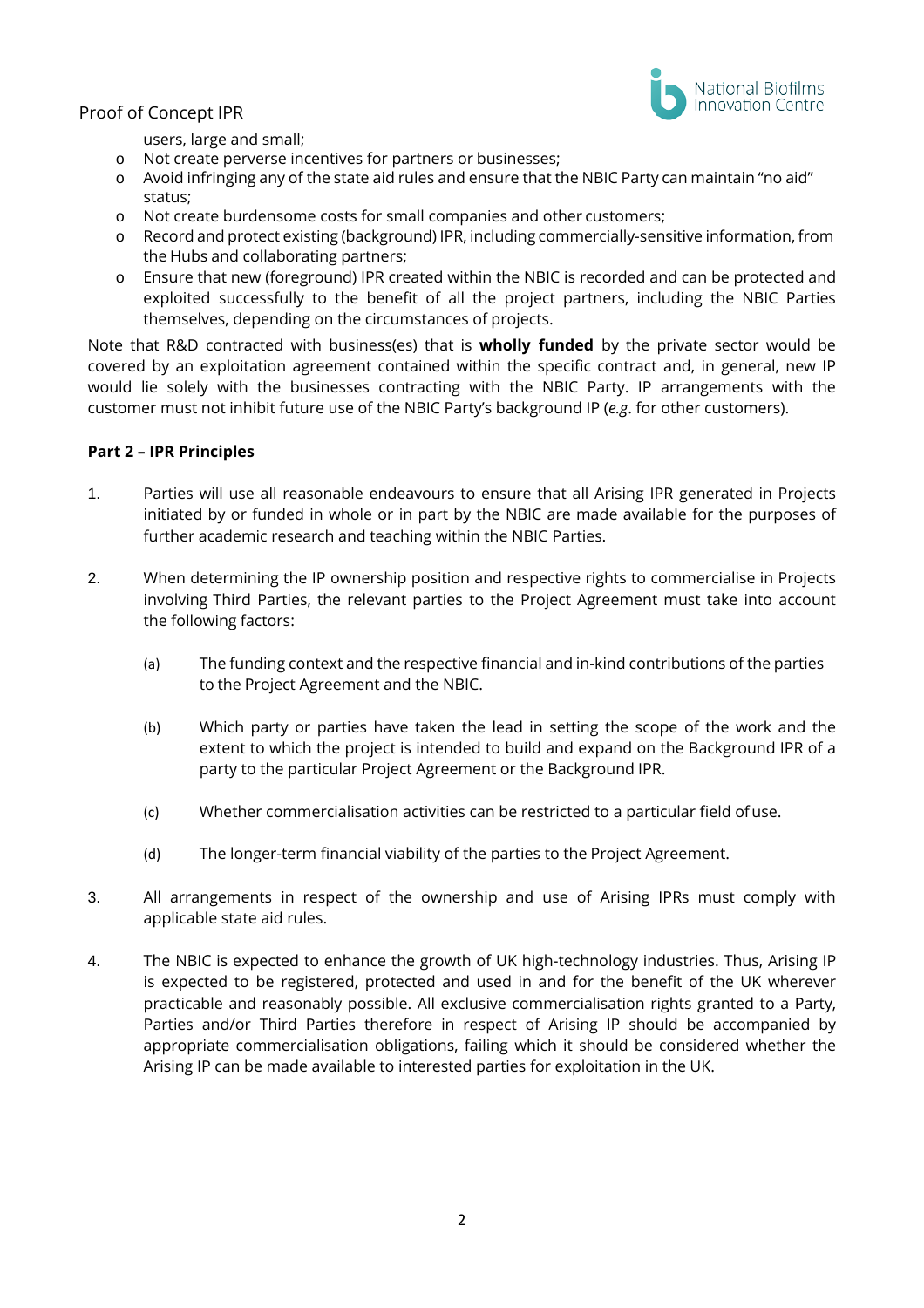users, large and small;

- Not create perverse incentives for partners or businesses;
- Avoid infringing any of the state aid rules and ensure that the NBIC Party can maintain "no aid" status;
- Not create burdensome costs for small companies and other customers;
- Record and protect existing (background) IPR, including commercially-sensitive information, from the Hubs and collaborating partners;
- Ensure that new (foreground) IPR created within the NBIC is recorded and can be protected and exploited successfully to the benefit of all the project partners, including the NBIC Parties themselves, depending on the circumstances of projects.

Note that R&D contracted with business(es) that is **wholly funded** by the private sector would be covered by an exploitation agreement contained within the specific contract and, in general, new IP would lie solely with the businesses contracting with the NBIC Party. IP arrangements with the customer must not inhibit future use of the NBIC Party's background IP (*e.g*. for other customers).

**Part 2 – IPR Principles**

1. Parties will use all reasonable endeavours to ensure that all Arising IPR generated in Projects initiated by or funded in whole or in part by the NBIC are made available for the purposes of further academic research and teaching within the NBIC Parties.

2. When determining the IP ownership position and respective rights to commercialise in Projects involving Third Parties, the relevant parties to the Project Agreement must take into account the following factors:

   (a) The funding context and the respective financial and in-kind contributions of the parties to the Project Agreement and the NBIC.

   (b) Which party or parties have taken the lead in setting the scope of the work and the extent to which the project is intended to build and expand on the Background IPR of a party to the particular Project Agreement or the Background IPR.

   (c) Whether commercialisation activities can be restricted to a particular field of use.

   (d) The longer-term financial viability of the parties to the Project Agreement.

3. All arrangements in respect of the ownership and use of Arising IPRs must comply with applicable state aid rules.

4. The NBIC is expected to enhance the growth of UK high-technology industries. Thus, Arising IP is expected to be registered, protected and used in and for the benefit of the UK wherever practicable and reasonably possible. All exclusive commercialisation rights granted to a Party, Parties and/or Third Parties therefore in respect of Arising IP should be accompanied by appropriate commercialisation obligations, failing which it should be considered whether the Arising IP can be made available to interested parties for exploitation in the UK.